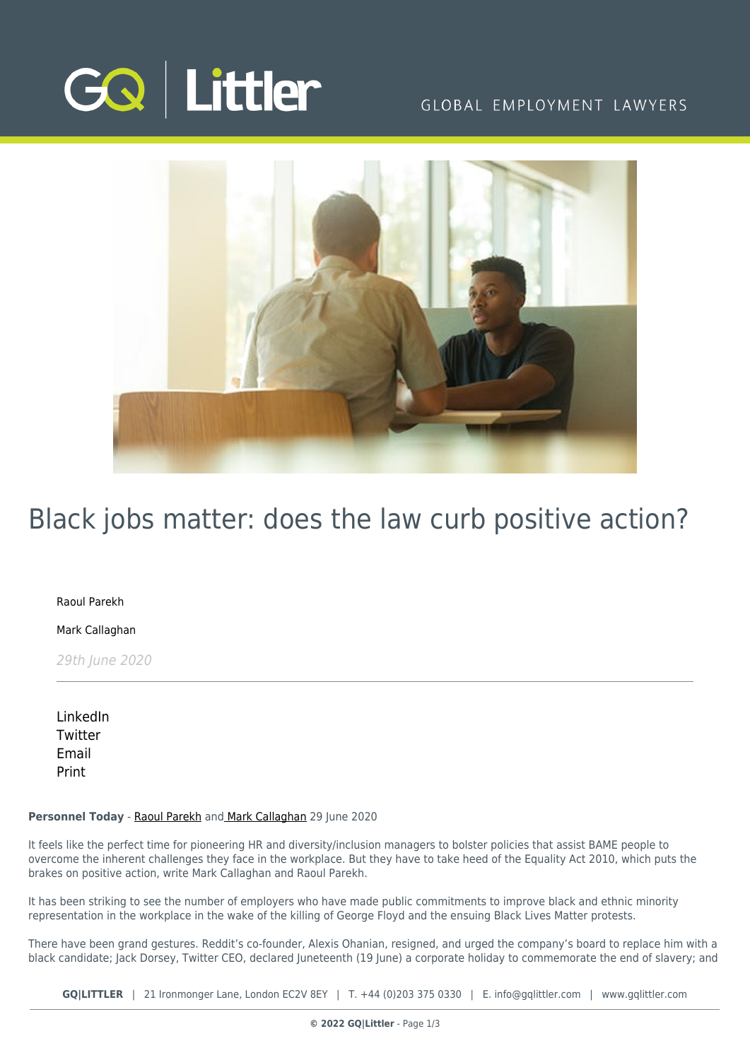# Black jobs matter: does the law curb positive action?

Raoul Parekh

Mark Callaghan

*29th June 2020*

LinkedIn
Twitter
Email
Print

**Personnel Today** - Raoul Parekh and Mark Callaghan 29 June 2020

It feels like the perfect time for pioneering HR and diversity/inclusion managers to bolster policies that assist BAME people to overcome the inherent challenges they face in the workplace. But they have to take heed of the Equality Act 2010, which puts the brakes on positive action, write Mark Callaghan and Raoul Parekh.

It has been striking to see the number of employers who have made public commitments to improve black and ethnic minority representation in the workplace in the wake of the killing of George Floyd and the ensuing Black Lives Matter protests.

There have been grand gestures. Reddit's co-founder, Alexis Ohanian, resigned, and urged the company's board to replace him with a black candidate; Jack Dorsey, Twitter CEO, declared Juneteenth (19 June) a corporate holiday to commemorate the end of slavery; and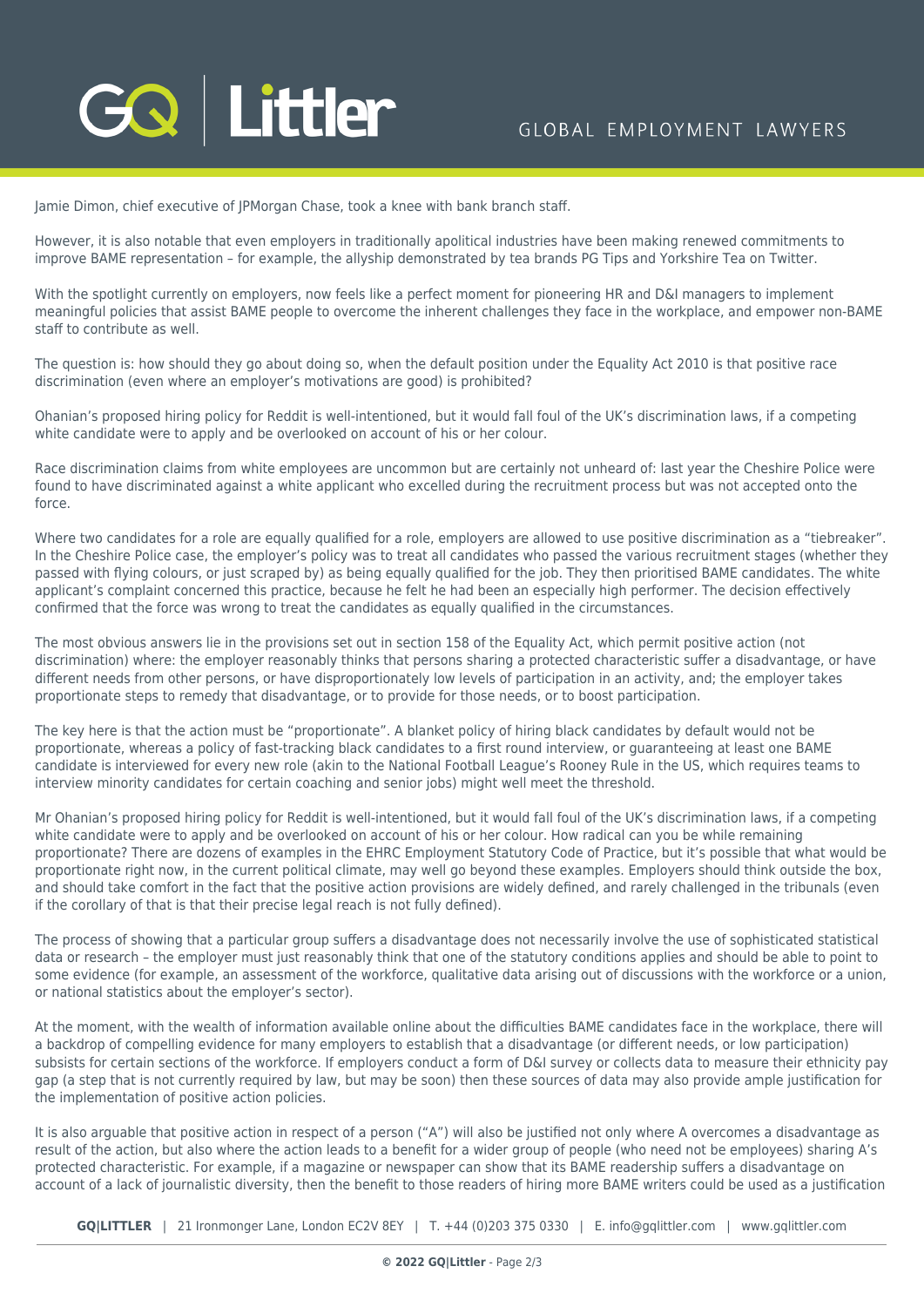Jamie Dimon, chief executive of JPMorgan Chase, took a knee with bank branch staff.

However, it is also notable that even employers in traditionally apolitical industries have been making renewed commitments to improve BAME representation – for example, the allyship demonstrated by tea brands PG Tips and Yorkshire Tea on Twitter.

With the spotlight currently on employers, now feels like a perfect moment for pioneering HR and D&I managers to implement meaningful policies that assist BAME people to overcome the inherent challenges they face in the workplace, and empower non-BAME staff to contribute as well.

The question is: how should they go about doing so, when the default position under the Equality Act 2010 is that positive race discrimination (even where an employer's motivations are good) is prohibited?

Ohanian's proposed hiring policy for Reddit is well-intentioned, but it would fall foul of the UK's discrimination laws, if a competing white candidate were to apply and be overlooked on account of his or her colour.

Race discrimination claims from white employees are uncommon but are certainly not unheard of: last year the Cheshire Police were found to have discriminated against a white applicant who excelled during the recruitment process but was not accepted onto the force.

Where two candidates for a role are equally qualified for a role, employers are allowed to use positive discrimination as a "tiebreaker". In the Cheshire Police case, the employer's policy was to treat all candidates who passed the various recruitment stages (whether they passed with flying colours, or just scraped by) as being equally qualified for the job. They then prioritised BAME candidates. The white applicant's complaint concerned this practice, because he felt he had been an especially high performer. The decision effectively confirmed that the force was wrong to treat the candidates as equally qualified in the circumstances.

The most obvious answers lie in the provisions set out in section 158 of the Equality Act, which permit positive action (not discrimination) where: the employer reasonably thinks that persons sharing a protected characteristic suffer a disadvantage, or have different needs from other persons, or have disproportionately low levels of participation in an activity, and; the employer takes proportionate steps to remedy that disadvantage, or to provide for those needs, or to boost participation.

The key here is that the action must be "proportionate". A blanket policy of hiring black candidates by default would not be proportionate, whereas a policy of fast-tracking black candidates to a first round interview, or guaranteeing at least one BAME candidate is interviewed for every new role (akin to the National Football League's Rooney Rule in the US, which requires teams to interview minority candidates for certain coaching and senior jobs) might well meet the threshold.

Mr Ohanian's proposed hiring policy for Reddit is well-intentioned, but it would fall foul of the UK's discrimination laws, if a competing white candidate were to apply and be overlooked on account of his or her colour. How radical can you be while remaining proportionate? There are dozens of examples in the EHRC Employment Statutory Code of Practice, but it's possible that what would be proportionate right now, in the current political climate, may well go beyond these examples. Employers should think outside the box, and should take comfort in the fact that the positive action provisions are widely defined, and rarely challenged in the tribunals (even if the corollary of that is that their precise legal reach is not fully defined).

The process of showing that a particular group suffers a disadvantage does not necessarily involve the use of sophisticated statistical data or research – the employer must just reasonably think that one of the statutory conditions applies and should be able to point to some evidence (for example, an assessment of the workforce, qualitative data arising out of discussions with the workforce or a union, or national statistics about the employer's sector).

At the moment, with the wealth of information available online about the difficulties BAME candidates face in the workplace, there will a backdrop of compelling evidence for many employers to establish that a disadvantage (or different needs, or low participation) subsists for certain sections of the workforce. If employers conduct a form of D&I survey or collects data to measure their ethnicity pay gap (a step that is not currently required by law, but may be soon) then these sources of data may also provide ample justification for the implementation of positive action policies.

It is also arguable that positive action in respect of a person ("A") will also be justified not only where A overcomes a disadvantage as result of the action, but also where the action leads to a benefit for a wider group of people (who need not be employees) sharing A's protected characteristic. For example, if a magazine or newspaper can show that its BAME readership suffers a disadvantage on account of a lack of journalistic diversity, then the benefit to those readers of hiring more BAME writers could be used as a justification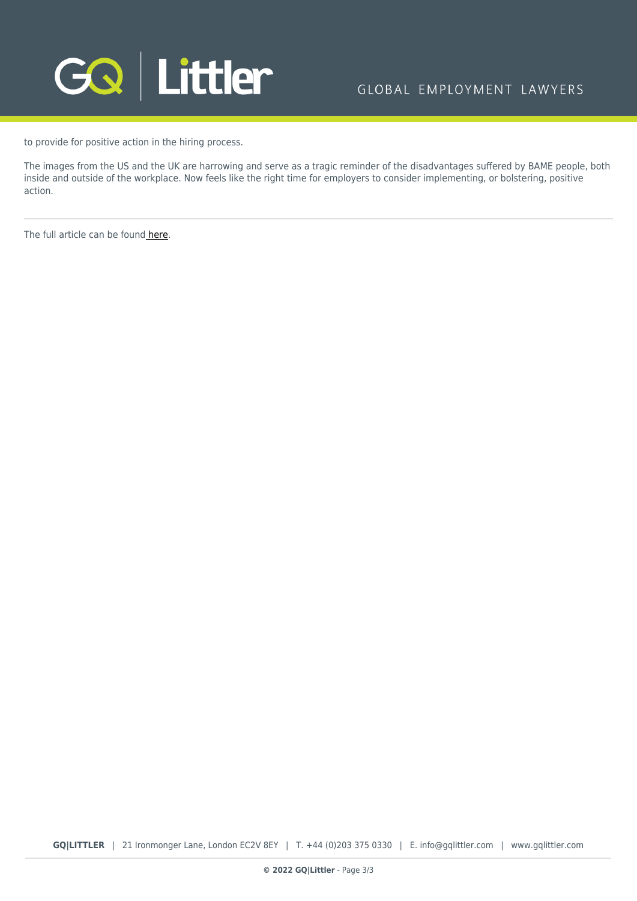to provide for positive action in the hiring process.

The images from the US and the UK are harrowing and serve as a tragic reminder of the disadvantages suffered by BAME people, both inside and outside of the workplace. Now feels like the right time for employers to consider implementing, or bolstering, positive action.

---

The full article can be found here.